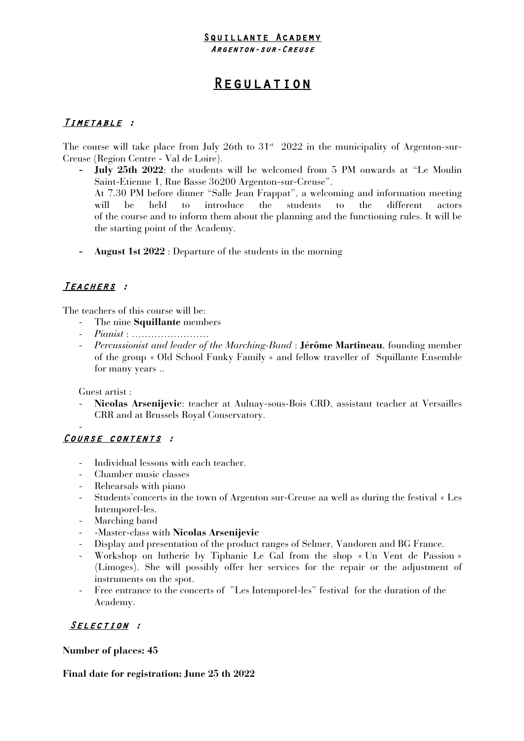# Squillante Academy
### Argenton-sur-Creuse

# Regulation

## Timetable :

The course will take place from July 26th to 31st 2022 in the municipality of Argenton-sur-Creuse (Region Centre - Val de Loire).

- **July 25th 2022**: the students will be welcomed from 5 PM onwards at "Le Moulin Saint-Etienne 1, Rue Basse 36200 Argenton-sur-Creuse".
  At 7.30 PM before dinner "Salle Jean Frappat", a welcoming and information meeting will be held to introduce the students to the different actors of the course and to inform them about the planning and the functioning rules. It will be the starting point of the Academy.

- **August 1st 2022** : Departure of the students in the morning

## Teachers :

The teachers of this course will be:

- The nine **Squillante** members
- *Pianist* : ……………………
- *Percussionist and leader of the Marching-Band* : **Jérôme Martineau**, founding member of the group « Old School Funky Family » and fellow traveller of Squillante Ensemble for many years ..

Guest artist :

- **Nicolas Arsenijevic**: teacher at Aulnay-sous-Bois CRD, assistant teacher at Versailles CRR and at Brussels Royal Conservatory.
-

## Course contents :

- Individual lessons with each teacher.
- Chamber music classes
- Rehearsals with piano
- Students'concerts in the town of Argenton sur-Creuse aa well as during the festival « Les Intemporel-les.
- Marching band
- -Master-class with **Nicolas Arsenijevic**
- Display and presentation of the product ranges of Selmer, Vandoren and BG France.
- Workshop on lutherie by Tiphanie Le Gal from the shop « Un Vent de Passion » (Limoges). She will possibly offer her services for the repair or the adjustment of instruments on the spot.
- Free entrance to the concerts of "Les Intemporel-les" festival for the duration of the Academy.

## Selection :

**Number of places: 45**

**Final date for registration: June 25 th 2022**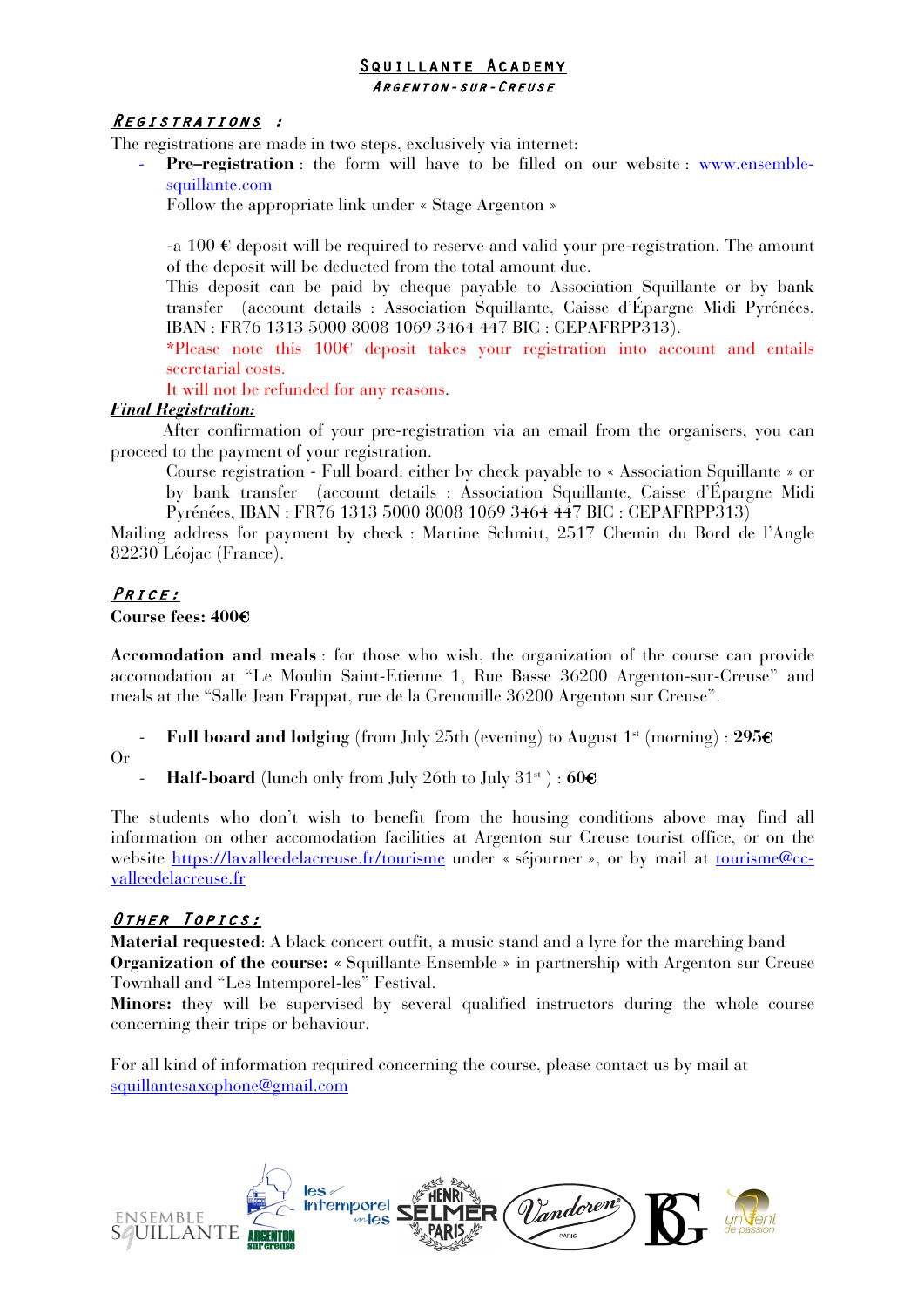# Squillante Academy

## Argenton-sur-Creuse

## Registrations :

The registrations are made in two steps, exclusively via internet:

- **Pre–registration** : the form will have to be filled on our website : www.ensemble-squillante.com

  Follow the appropriate link under « Stage Argenton »

  -a 100 € deposit will be required to reserve and valid your pre-registration. The amount of the deposit will be deducted from the total amount due.

  This deposit can be paid by cheque payable to Association Squillante or by bank transfer (account details : Association Squillante, Caisse d'Épargne Midi Pyrénées, IBAN : FR76 1313 5000 8008 1069 3464 447 BIC : CEPAFRPP313).

  *Please note this 100€ deposit takes your registration into account and entails secretarial costs.

  It will not be refunded for any reasons.

***Final Registration:***

After confirmation of your pre-registration via an email from the organisers, you can proceed to the payment of your registration.

Course registration - Full board: either by check payable to « Association Squillante » or by bank transfer (account details : Association Squillante, Caisse d'Épargne Midi Pyrénées, IBAN : FR76 1313 5000 8008 1069 3464 447 BIC : CEPAFRPP313)

Mailing address for payment by check : Martine Schmitt, 2517 Chemin du Bord de l'Angle 82230 Léojac (France).

## Price:

**Course fees: 400€**

**Accomodation and meals** : for those who wish, the organization of the course can provide accomodation at "Le Moulin Saint-Etienne 1, Rue Basse 36200 Argenton-sur-Creuse" and meals at the "Salle Jean Frappat, rue de la Grenouille 36200 Argenton sur Creuse".

- **Full board and lodging** (from July 25th (evening) to August 1st (morning) : **295€**

Or

- **Half-board** (lunch only from July 26th to July 31st ) : **60€**

The students who don't wish to benefit from the housing conditions above may find all information on other accomodation facilities at Argenton sur Creuse tourist office, or on the website https://lavalleedelacreuse.fr/tourisme under « séjourner », or by mail at tourisme@cc-valleedelacreuse.fr

## Other Topics:

**Material requested**: A black concert outfit, a music stand and a lyre for the marching band

**Organization of the course:** « Squillante Ensemble » in partnership with Argenton sur Creuse Townhall and "Les Intemporel-les" Festival.

**Minors:** they will be supervised by several qualified instructors during the whole course concerning their trips or behaviour.

For all kind of information required concerning the course, please contact us by mail at squillantesaxophone@gmail.com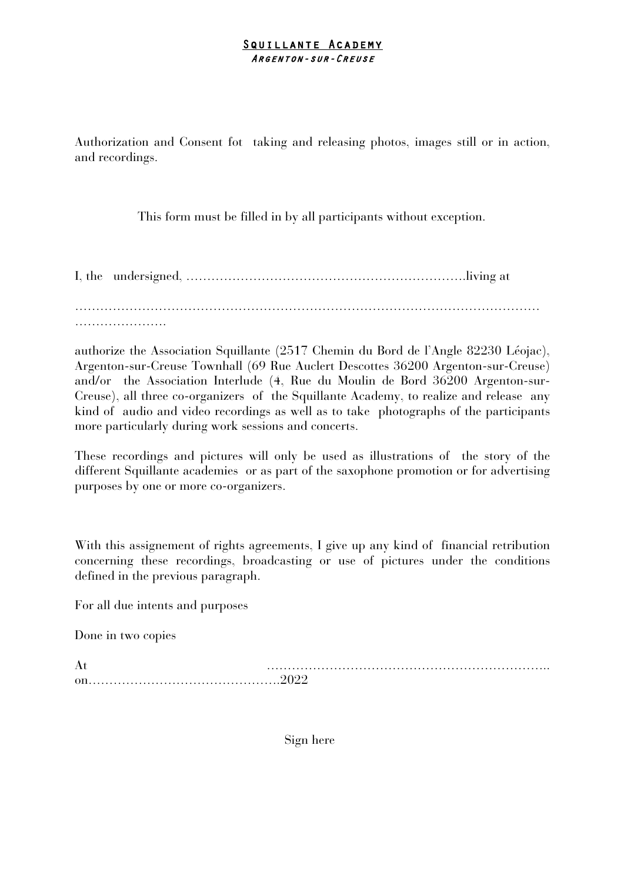# Squillante Academy

## Argenton-sur-Creuse

Authorization and Consent fot taking and releasing photos, images still or in action, and recordings.

This form must be filled in by all participants without exception.

I, the undersigned, …………………………………………………………living at

………………………………………………………………………………………………
………………….

authorize the Association Squillante (2517 Chemin du Bord de l'Angle 82230 Léojac), Argenton-sur-Creuse Townhall (69 Rue Auclert Descottes 36200 Argenton-sur-Creuse) and/or the Association Interlude (4, Rue du Moulin de Bord 36200 Argenton-sur-Creuse), all three co-organizers of the Squillante Academy, to realize and release any kind of audio and video recordings as well as to take photographs of the participants more particularly during work sessions and concerts.

These recordings and pictures will only be used as illustrations of the story of the different Squillante academies or as part of the saxophone promotion or for advertising purposes by one or more co-organizers.

With this assignement of rights agreements, I give up any kind of financial retribution concerning these recordings, broadcasting or use of pictures under the conditions defined in the previous paragraph.

For all due intents and purposes

Done in two copies

At …………………………………………………………..
on……………………………………….2022

Sign here